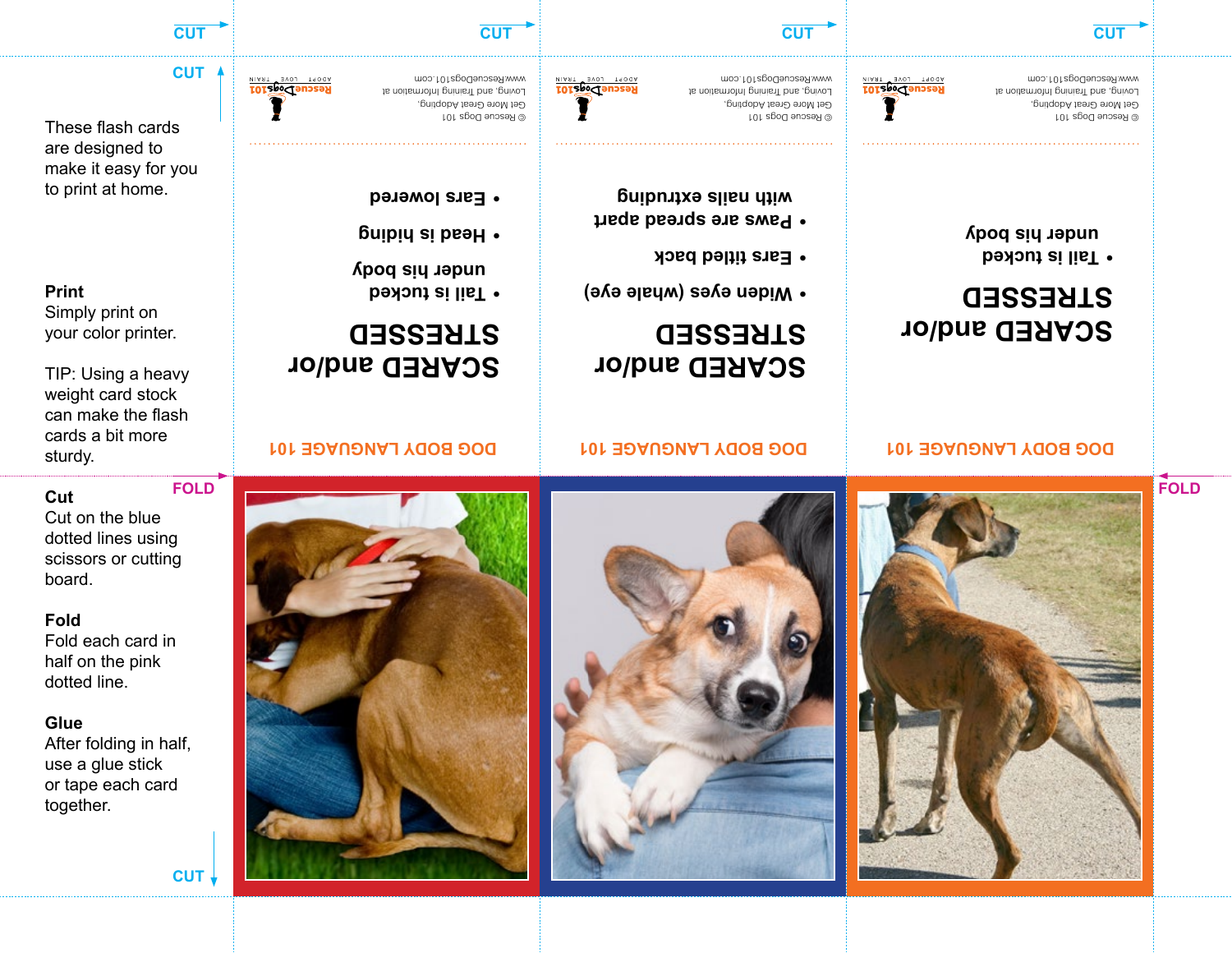These flash cards are designed to make it easy for you to print at home.

**Print**
Simply print on your color printer.

TIP: Using a heavy weight card stock can make the flash cards a bit more sturdy.

**Cut**
Cut on the blue dotted lines using scissors or cutting board.

**Fold**
Fold each card in half on the pink dotted line.

**Glue**
After folding in half, use a glue stick or tape each card together.

CUT

CUT

FOLD

CUT

---

## SCARED and/or STRESSED

- Tail is tucked under his body
- Head is hiding
- Ears lowered

DOG BODY LANGUAGE 101

© Rescue Dogs 101
Get More Great Adopting, Loving, and Training Information at www.RescueDogs101.com

RescueDogs101 — ADOPT LOVE TRAIN

---

## SCARED and/or STRESSED

- Widen eyes (whale eye)
- Ears titled back
- Paws are spread apart with nails extruding

DOG BODY LANGUAGE 101

© Rescue Dogs 101
Get More Great Adopting, Loving, and Training Information at www.RescueDogs101.com

RescueDogs101 — ADOPT LOVE TRAIN

---

## SCARED and/or STRESSED

- Tail is tucked under his body

DOG BODY LANGUAGE 101

© Rescue Dogs 101
Get More Great Adopting, Loving, and Training Information at www.RescueDogs101.com

RescueDogs101 — ADOPT LOVE TRAIN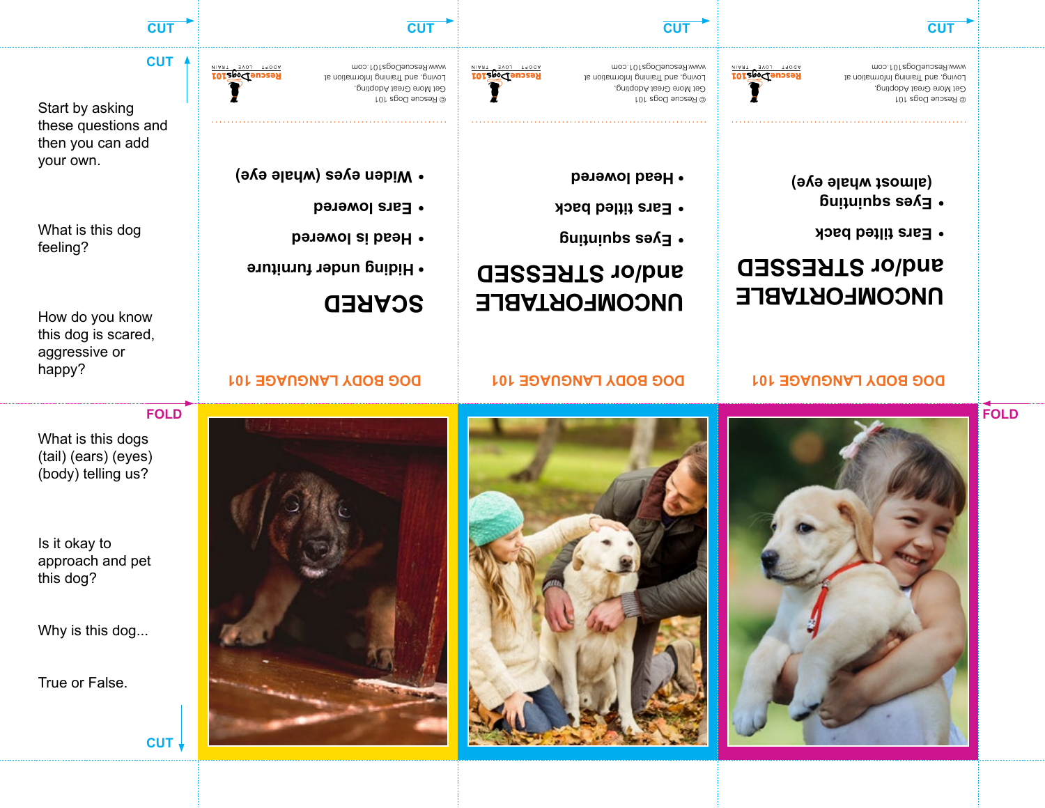CUT

CUT

CUT

CUT

CUT

Start by asking these questions and then you can add your own.

What is this dog feeling?

How do you know this dog is scared, aggressive or happy?

FOLD

What is this dogs (tail) (ears) (eyes) (body) telling us?

Is it okay to approach and pet this dog?

Why is this dog...

True or False.

CUT

---

© Rescue Dogs 101
Get More Great Adopting, Loving, and Training Information at
www.RescueDogs101.com

RescueDogs101 — ADOPT LOVE TRAIN

## SCARED

- Hiding under furniture
- Head is lowered
- Ears lowered
- Widen eyes (whale eye)

DOG BODY LANGUAGE 101

---

© Rescue Dogs 101
Get More Great Adopting, Loving, and Training Information at
www.RescueDogs101.com

RescueDogs101 — ADOPT LOVE TRAIN

## UNCOMFORTABLE and/or STRESSED

- Eyes squinting
- Ears titled back
- Head lowered

DOG BODY LANGUAGE 101

---

© Rescue Dogs 101
Get More Great Adopting, Loving, and Training Information at
www.RescueDogs101.com

RescueDogs101 — ADOPT LOVE TRAIN

## UNCOMFORTABLE and/or STRESSED

- Ears titled back
- Eyes squinting (almost whale eye)

DOG BODY LANGUAGE 101

FOLD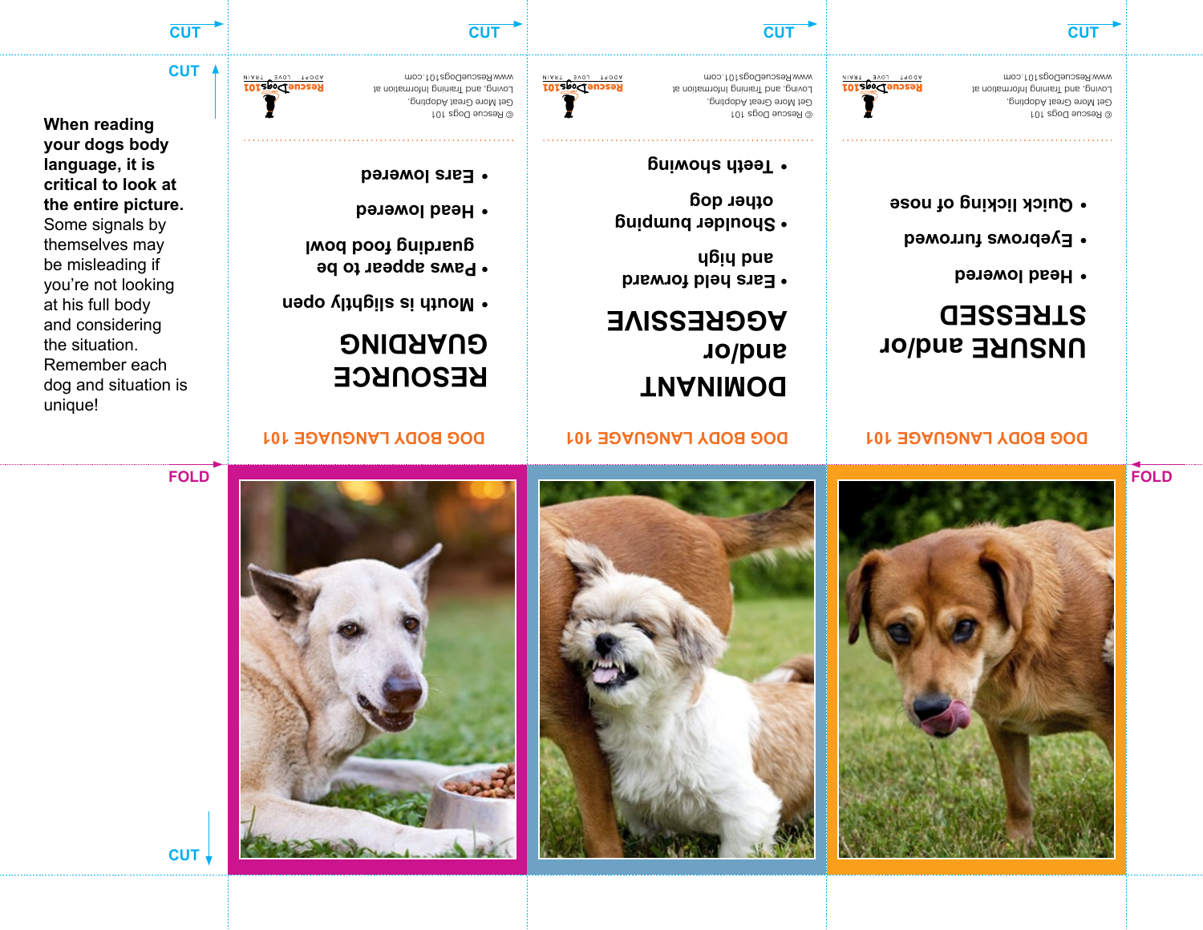CUT

CUT

CUT

CUT

CUT

**When reading your dogs body language, it is critical to look at the entire picture.** Some signals by themselves may be misleading if you're not looking at his full body and considering the situation. Remember each dog and situation is unique!

© Rescue Dogs 101
Get More Great Adopting, Loving, and Training Information at
www.RescueDogs101.com

RescueDogs101 ADOPT LOVE TRAIN

## RESOURCE GUARDING

- Mouth is slightly open
- Paws appear to be guarding food bowl
- Head lowered
- Ears lowered

DOG BODY LANGUAGE 101

© Rescue Dogs 101
Get More Great Adopting, Loving, and Training Information at
www.RescueDogs101.com

RescueDogs101 ADOPT LOVE TRAIN

## DOMINANT and/or AGGRESSIVE

- Ears held forward and high
- Shoulder bumping other dog
- Teeth showing

DOG BODY LANGUAGE 101

© Rescue Dogs 101
Get More Great Adopting, Loving, and Training Information at
www.RescueDogs101.com

RescueDogs101 ADOPT LOVE TRAIN

## UNSURE and/or STRESSED

- Head lowered
- Eyebrows furrowed
- Quick licking of nose

DOG BODY LANGUAGE 101

FOLD

FOLD

CUT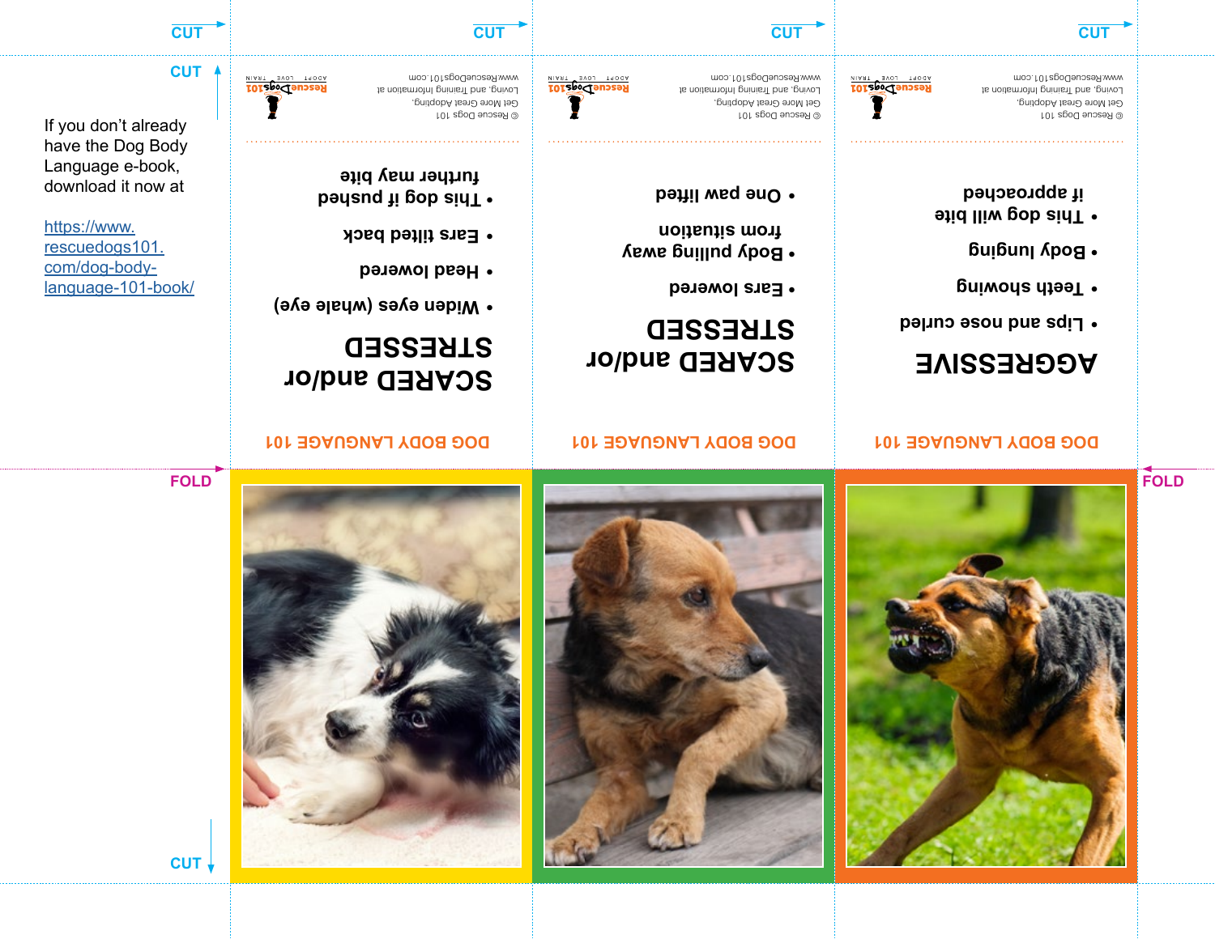CUT

CUT

CUT

CUT

CUT

If you don't already have the Dog Body Language e-book, download it now at

https://www.rescuedogs101.com/dog-body-language-101-book/

CUT

FOLD

FOLD

© Rescue Dogs 101
Get More Great Adopting, Loving, and Training Information at
www.RescueDogs101.com

RescueDogs101 ADOPT LOVE TRAIN

## SCARED and/or STRESSED

- Widen eyes (whale eye)
- Head lowered
- Ears tilted back
- This dog if pushed further may bite

DOG BODY LANGUAGE 101

© Rescue Dogs 101
Get More Great Adopting, Loving, and Training Information at
www.RescueDogs101.com

RescueDogs101 ADOPT LOVE TRAIN

## SCARED and/or STRESSED

- Ears lowered
- Body pulling away from situation
- One paw lifted

DOG BODY LANGUAGE 101

© Rescue Dogs 101
Get More Great Adopting, Loving, and Training Information at
www.RescueDogs101.com

RescueDogs101 ADOPT LOVE TRAIN

## AGGRESSIVE

- Lips and nose curled
- Teeth showing
- Body lunging
- This dog will bite if approached

DOG BODY LANGUAGE 101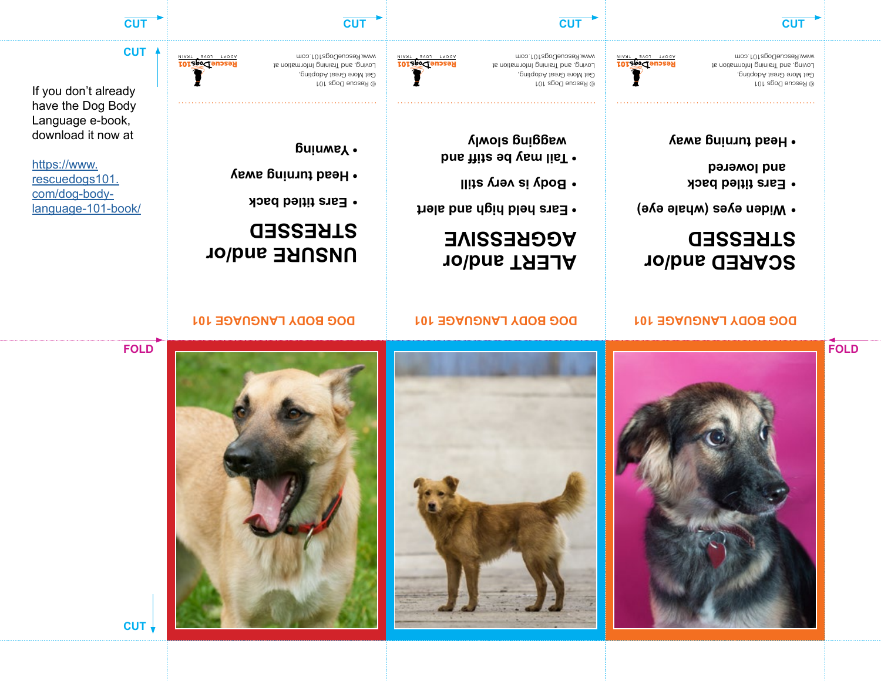CUT

CUT

If you don't already have the Dog Body Language e-book, download it now at

https://www.rescuedogs101.com/dog-body-language-101-book/

CUT

FOLD

CUT

DOG BODY LANGUAGE 101

## UNSURE and/or STRESSED

- Ears titled back
- Head turning away
- Yawning

© Rescue Dogs 101
Get More Great Adopting, Loving, and Training Information at
www.RescueDogs101.com

DOG BODY LANGUAGE 101

## ALERT and/or AGGRESSIVE

- Ears held high and alert
- Body is very still
- Tail may be stiff and wagging slowly

© Rescue Dogs 101
Get More Great Adopting, Loving, and Training Information at
www.RescueDogs101.com

DOG BODY LANGUAGE 101

## SCARED and/or STRESSED

- Widen eyes (whale eye)
- Ears titled back and lowered
- Head turning away

© Rescue Dogs 101
Get More Great Adopting, Loving, and Training Information at
www.RescueDogs101.com

FOLD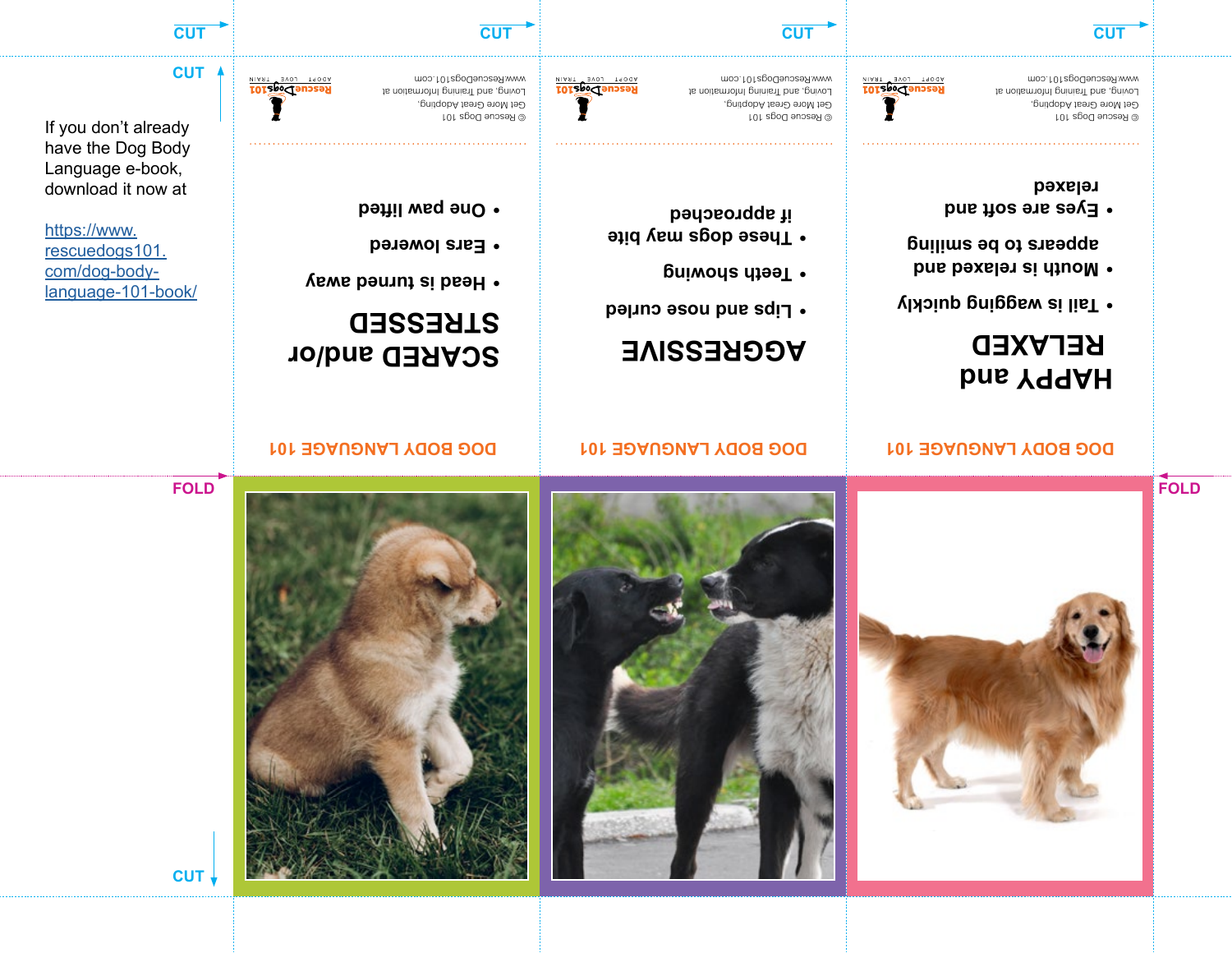CUT

CUT

If you don't already have the Dog Body Language e-book, download it now at

https://www.rescuedogs101.com/dog-body-language-101-book/

CUT

CUT

CUT

© Rescue Dogs 101
Get More Great Adopting, Loving, and Training Information at
www.RescueDogs101.com

Rescue Dogs 101 — ADOPT LOVE TRAIN

## SCARED and/or STRESSED

- Head is turned away
- Ears lowered
- One paw lifted

DOG BODY LANGUAGE 101

© Rescue Dogs 101
Get More Great Adopting, Loving, and Training Information at
www.RescueDogs101.com

Rescue Dogs 101 — ADOPT LOVE TRAIN

## AGGRESSIVE

- Lips and nose curled
- Teeth showing
- These dogs may bite if approached

DOG BODY LANGUAGE 101

© Rescue Dogs 101
Get More Great Adopting, Loving, and Training Information at
www.RescueDogs101.com

Rescue Dogs 101 — ADOPT LOVE TRAIN

## HAPPY and RELAXED

- Tail is wagging quickly
- Mouth is relaxed and appears to be smiling
- Eyes are soft and relaxed

DOG BODY LANGUAGE 101

FOLD

FOLD

CUT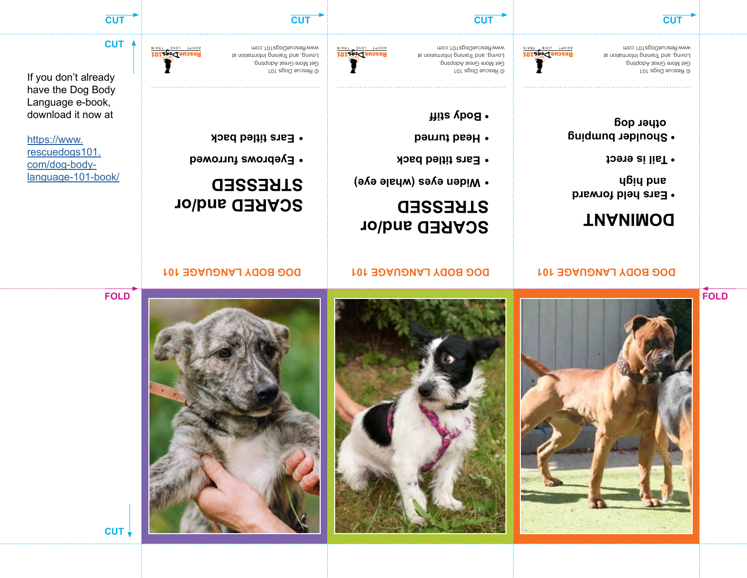CUT

CUT

CUT

CUT

CUT

If you don't already have the Dog Body Language e-book, download it now at

https://www.rescuedogs101.com/dog-body-language-101-book/

Rescue Dogs 101 — ADOPT LOVE TRAIN

© Rescue Dogs 101
Get More Great Adopting, Loving, and Training Information at
www.RescueDogs101.com

## SCARED and/or STRESSED

- Eyebrows furrowed
- Ears titled back

DOG BODY LANGUAGE 101

Rescue Dogs 101 — ADOPT LOVE TRAIN

© Rescue Dogs 101
Get More Great Adopting, Loving, and Training Information at
www.RescueDogs101.com

## SCARED and/or STRESSED

- Widen eyes (whale eye)
- Ears titled back
- Head turned
- Body stiff

DOG BODY LANGUAGE 101

Rescue Dogs 101 — ADOPT LOVE TRAIN

© Rescue Dogs 101
Get More Great Adopting, Loving, and Training Information at
www.RescueDogs101.com

## DOMINANT

- Ears held forward and high
- Tail is erect
- Shoulder bumping other dog

DOG BODY LANGUAGE 101

FOLD

FOLD

CUT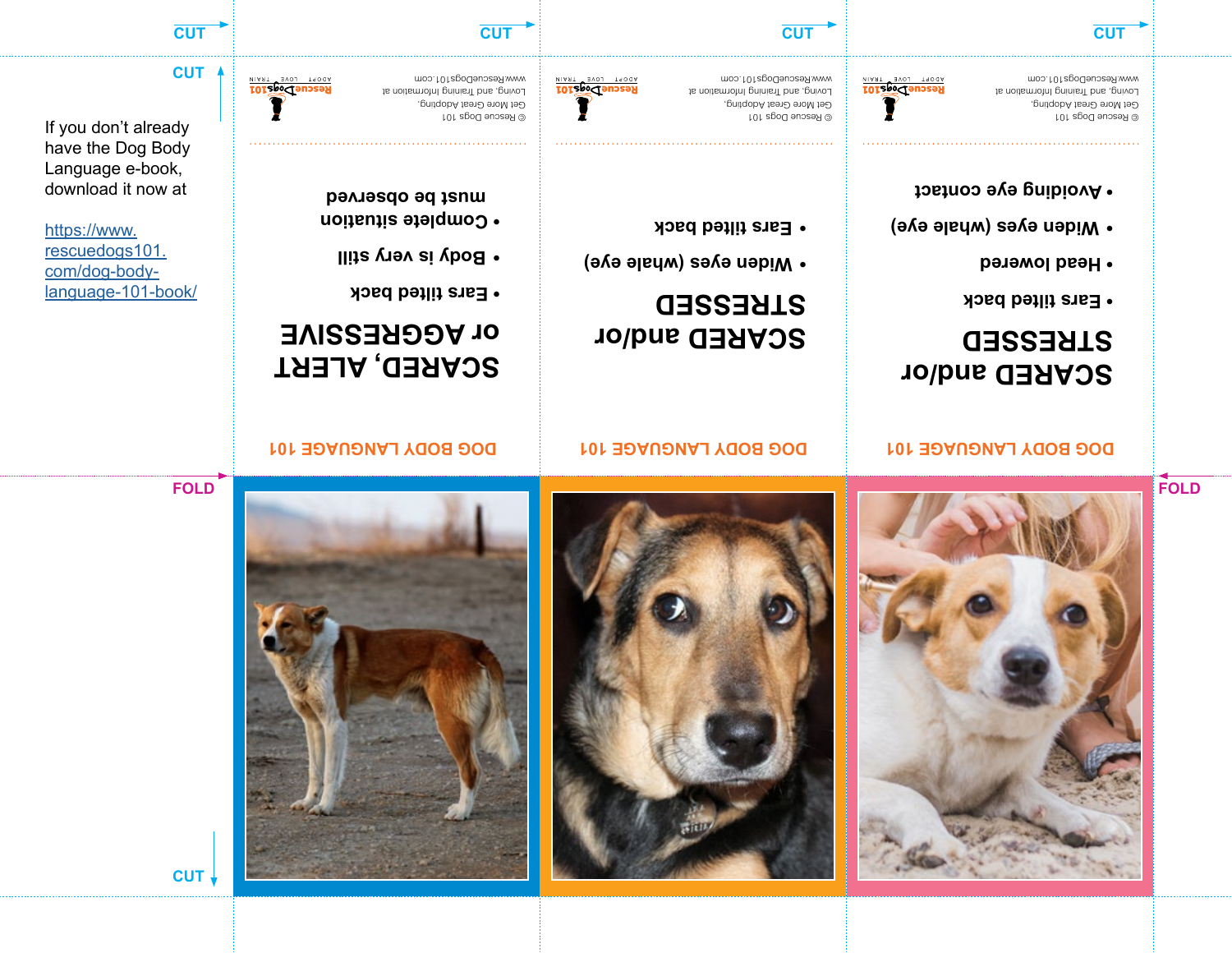CUT

CUT

CUT

CUT

CUT

If you don't already have the Dog Body Language e-book, download it now at

https://www.rescuedogs101.com/dog-body-language-101-book/

© Rescue Dogs 101
Get More Great Adopting, Loving, and Training Information at
www.RescueDogs101.com

## SCARED, ALERT or AGGRESSIVE

- Ears tilted back
- Body is very still
- Complete situation must be observed

DOG BODY LANGUAGE 101

© Rescue Dogs 101
Get More Great Adopting, Loving, and Training Information at
www.RescueDogs101.com

## SCARED and/or STRESSED

- Widen eyes (whale eye)
- Ears tilted back

DOG BODY LANGUAGE 101

© Rescue Dogs 101
Get More Great Adopting, Loving, and Training Information at
www.RescueDogs101.com

## SCARED and/or STRESSED

- Ears tilted back
- Head lowered
- Widen eyes (whale eye)
- Avoiding eye contact

DOG BODY LANGUAGE 101

FOLD

FOLD

CUT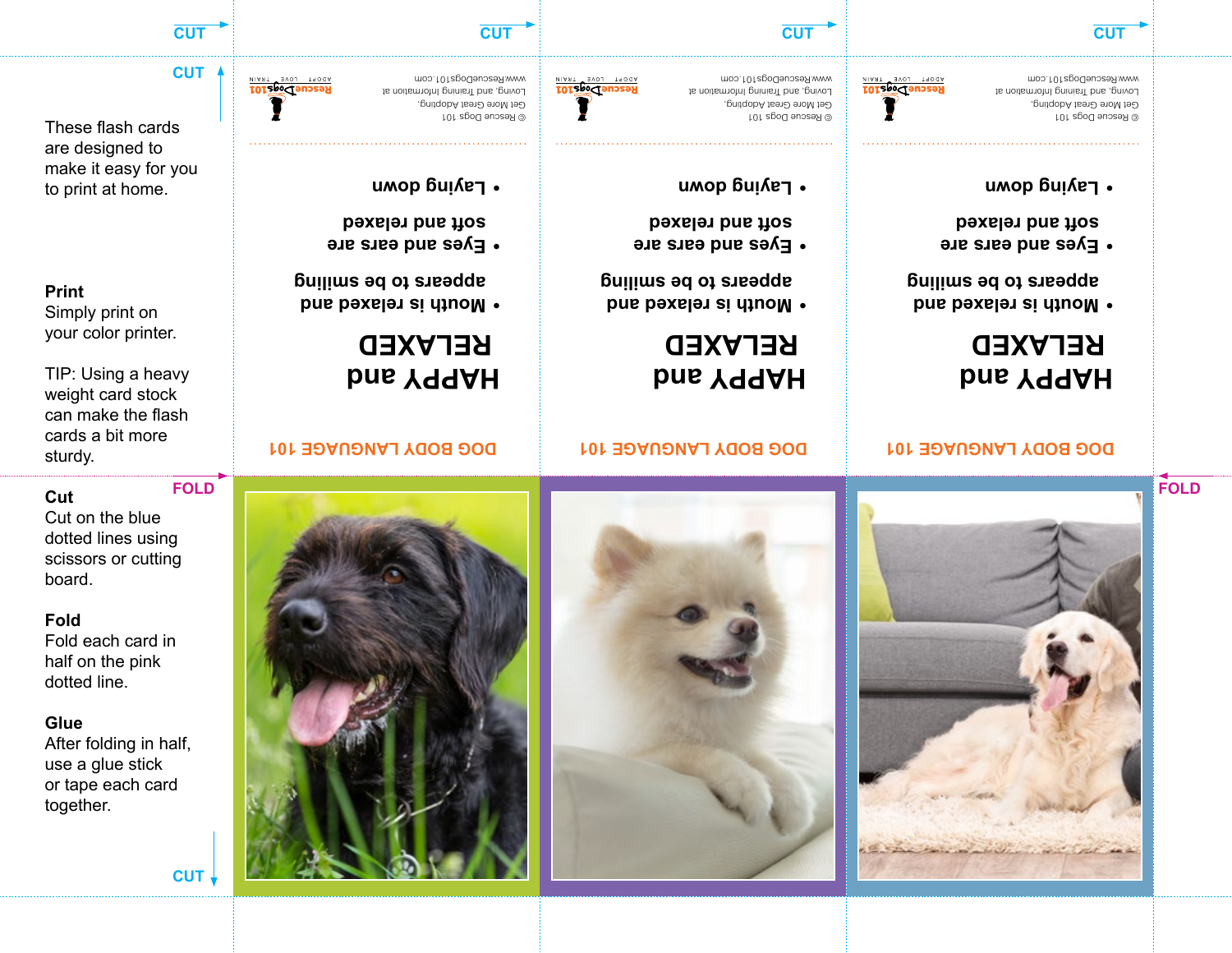CUT

CUT

These flash cards are designed to make it easy for you to print at home.

**Print**
Simply print on your color printer.

TIP: Using a heavy weight card stock can make the flash cards a bit more sturdy.

FOLD

**Cut**
Cut on the blue dotted lines using scissors or cutting board.

**Fold**
Fold each card in half on the pink dotted line.

**Glue**
After folding in half, use a glue stick or tape each card together.

CUT

---

RescueDogs101 — ADOPT LOVE TRAIN

© Rescue Dogs 101
Get More Great Adopting, Loving, and Training Information at www.RescueDogs101.com

# HAPPY and RELAXED

- Mouth is relaxed and appears to be smiling
- Eyes and ears are soft and relaxed
- Laying down

DOG BODY LANGUAGE 101

---

RescueDogs101 — ADOPT LOVE TRAIN

© Rescue Dogs 101
Get More Great Adopting, Loving, and Training Information at www.RescueDogs101.com

# HAPPY and RELAXED

- Mouth is relaxed and appears to be smiling
- Eyes and ears are soft and relaxed
- Laying down

DOG BODY LANGUAGE 101

---

RescueDogs101 — ADOPT LOVE TRAIN

© Rescue Dogs 101
Get More Great Adopting, Loving, and Training Information at www.RescueDogs101.com

# HAPPY and RELAXED

- Mouth is relaxed and appears to be smiling
- Eyes and ears are soft and relaxed
- Laying down

DOG BODY LANGUAGE 101

FOLD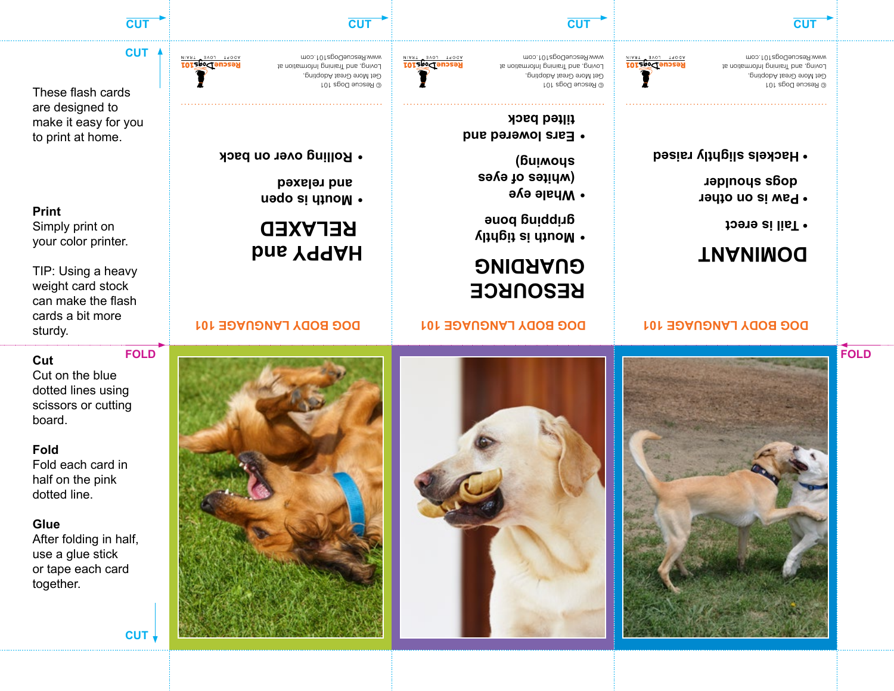CUT

CUT

CUT

CUT

CUT

These flash cards are designed to make it easy for you to print at home.

**Print**
Simply print on your color printer.

TIP: Using a heavy weight card stock can make the flash cards a bit more sturdy.

FOLD

**Cut**
Cut on the blue dotted lines using scissors or cutting board.

**Fold**
Fold each card in half on the pink dotted line.

**Glue**
After folding in half, use a glue stick or tape each card together.

CUT

DOG BODY LANGUAGE 101

## HAPPY and RELAXED

- Mouth is open and relaxed
- Rolling over on back

© Rescue Dogs 101
Get More Great Adopting, Loving, and Training Information at
www.RescueDogs101.com

RescueDogs101 — ADOPT LOVE TRAIN

DOG BODY LANGUAGE 101

## RESOURCE GUARDING

- Mouth is tightly gripping bone
- Whale eye (whites of eyes showing)
- Ears lowered and tilted back

© Rescue Dogs 101
Get More Great Adopting, Loving, and Training Information at
www.RescueDogs101.com

RescueDogs101 — ADOPT LOVE TRAIN

DOG BODY LANGUAGE 101

## DOMINANT

- Tail is erect
- Paw is on other dogs shoulder
- Hackles slightly raised

© Rescue Dogs 101
Get More Great Adopting, Loving, and Training Information at
www.RescueDogs101.com

RescueDogs101 — ADOPT LOVE TRAIN

FOLD